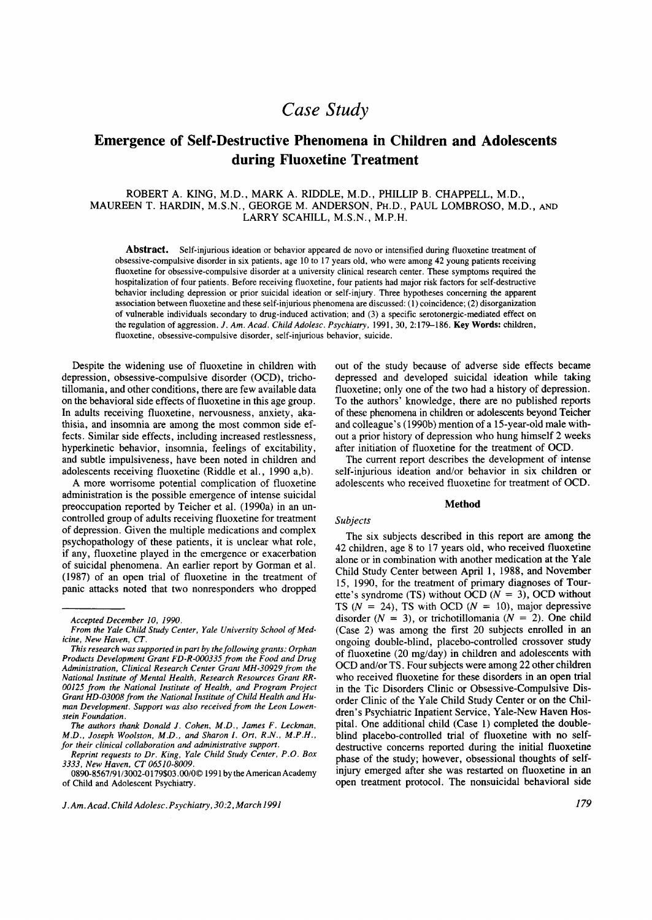# Case Study

## Emergence of Self-Destructive Phenomena in Children and Adolescents during Fluoxetine Treatment

ROBERT A. KING, M.D., MARK A. RIDDLE, M.D., PHILLIP B. CHAPPELL, M.D., MAUREEN T. HARDIN, M.S.N., GEORGE M. ANDERSON, PH.D., PAUL LOMBROSO, M.D., AND LARRY SCAHILL, M.S.N., M.P.H.

**Abstract.** Self-injurious ideation or behavior appeared de novo or intensified during fluoxetine treatment of obsessive-compulsive disorder in six patients, age 10 to 17 years old, who were among 42 young patients receiving fluoxetine for obsessive-compulsive disorder at a university clinical research center. These symptoms required the hospitalization of four patients. Before receiving fluoxetine, four patients had major risk factors for self-destructive behavior including depression or prior suicidal ideation or self-injury. Three hypotheses concerning the apparent association between fluoxetine and these self-injurious phenomena are discussed: (1) coincidence; (2) disorganization of vulnerable individuals secondary to drug-induced activation; and (3) a specific serotonergic-mediated effect on the regulation of aggression. *J. Am. Acad. Child Adolesc. Psychiatry*, 1991, 30, 2:179–186. **Key Words:** children, fluoxetine, obsessive-compulsive disorder, self-injurious behavior, suicide.

Despite the widening use of fluoxetine in children with depression, obsessive-compulsive disorder (OCD), trichotillomania, and other conditions, there are few available data on the behavioral side effects of fluoxetine in this age group. In adults receiving fluoxetine, nervousness, anxiety, akathisia, and insomnia are among the most common side effects. Similar side effects, including increased restlessness, hyperkinetic behavior, insomnia, feelings of excitability, and subtle impulsiveness, have been noted in children and adolescents receiving fluoxetine (Riddle et al., 1990 a,b).

A more worrisome potential complication of fluoxetine administration is the possible emergence of intense suicidal preoccupation reported by Teicher et al. (1990a) in an uncontrolled group of adults receiving fluoxetine for treatment of depression. Given the multiple medications and complex psychopathology of these patients, it is unclear what role, if any, fluoxetine played in the emergence or exacerbation of suicidal phenomena. An earlier report by Gorman et al. (1987) of an open trial of fluoxetine in the treatment of panic attacks noted that two nonresponders who dropped out of the study because of adverse side effects became depressed and developed suicidal ideation while taking fluoxetine; only one of the two had a history of depression. To the authors' knowledge, there are no published reports of these phenomena in children or adolescents beyond Teicher and colleague's (1990b) mention of a 15-year-old male without a prior history of depression who hung himself 2 weeks after initiation of fluoxetine for the treatment of OCD.

The current report describes the development of intense self-injurious ideation and/or behavior in six children or adolescents who received fluoxetine for treatment of OCD.

### Method

#### *Subjects*

The six subjects described in this report are among the 42 children, age 8 to 17 years old, who received fluoxetine alone or in combination with another medication at the Yale Child Study Center between April 1, 1988, and November 15, 1990, for the treatment of primary diagnoses of Tourette's syndrome (TS) without OCD ($N = 3$), OCD without TS ($N = 24$), TS with OCD ($N = 10$), major depressive disorder ($N = 3$), or trichotillomania ($N = 2$). One child (Case 2) was among the first 20 subjects enrolled in an ongoing double-blind, placebo-controlled crossover study of fluoxetine (20 mg/day) in children and adolescents with OCD and/or TS. Four subjects were among 22 other children who received fluoxetine for these disorders in an open trial in the Tic Disorders Clinic or Obsessive-Compulsive Disorder Clinic of the Yale Child Study Center or on the Children's Psychiatric Inpatient Service, Yale-New Haven Hospital. One additional child (Case 1) completed the double-blind placebo-controlled trial of fluoxetine with no self-destructive concerns reported during the initial fluoxetine phase of the study; however, obsessional thoughts of self-injury emerged after she was restarted on fluoxetine in an open treatment protocol. The nonsuicidal behavioral side

---

*Accepted December 10, 1990.*

*From the Yale Child Study Center, Yale University School of Medicine, New Haven, CT.*

*This research was supported in part by the following grants: Orphan Products Development Grant FD-R-000335 from the Food and Drug Administration, Clinical Research Center Grant MH-30929 from the National Institute of Mental Health, Research Resources Grant RR-00125 from the National Institute of Health, and Program Project Grant HD-03008 from the National Institute of Child Health and Human Development. Support was also received from the Leon Lowenstein Foundation.*

*The authors thank Donald J. Cohen, M.D., James F. Leckman, M.D., Joseph Woolston, M.D., and Sharon I. Ort, R.N., M.P.H., for their clinical collaboration and administrative support.*

*Reprint requests to Dr. King, Yale Child Study Center, P.O. Box 3333, New Haven, CT 06510-8009.*

0890-8567/91/3002-0179$03.00/0© 1991 by the American Academy of Child and Adolescent Psychiatry.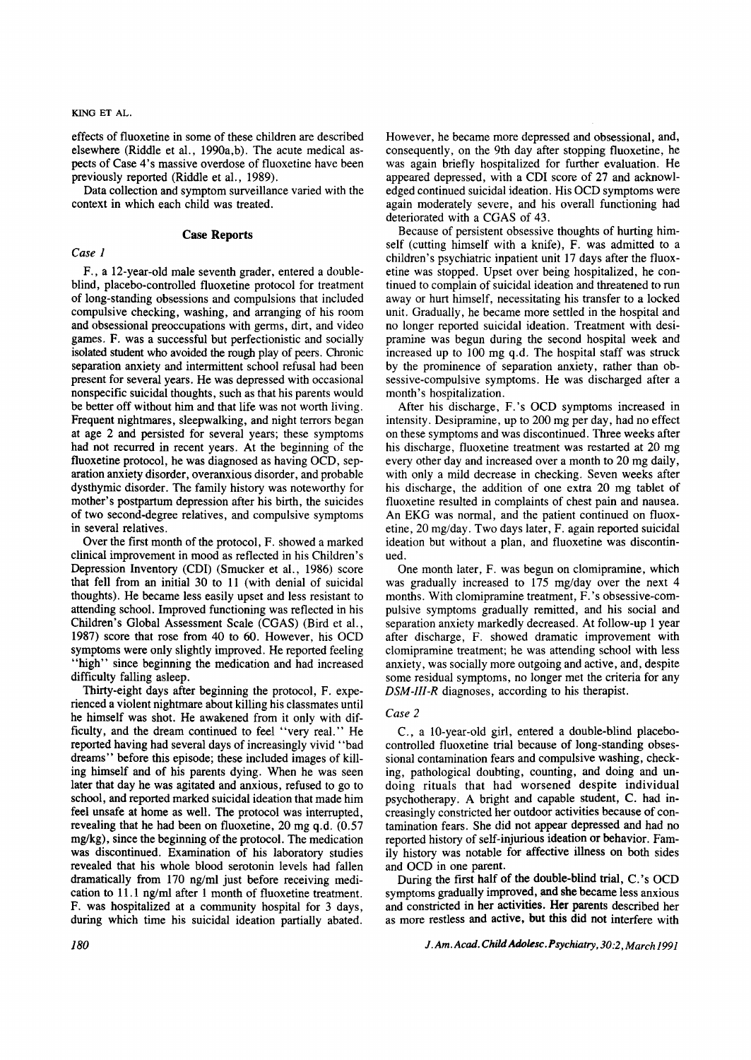effects of fluoxetine in some of these children are described elsewhere (Riddle et al., 1990a,b). The acute medical aspects of Case 4's massive overdose of fluoxetine have been previously reported (Riddle et al., 1989).

Data collection and symptom surveillance varied with the context in which each child was treated.

## Case Reports

### *Case 1*

F., a 12-year-old male seventh grader, entered a double-blind, placebo-controlled fluoxetine protocol for treatment of long-standing obsessions and compulsions that included compulsive checking, washing, and arranging of his room and obsessional preoccupations with germs, dirt, and video games. F. was a successful but perfectionistic and socially isolated student who avoided the rough play of peers. Chronic separation anxiety and intermittent school refusal had been present for several years. He was depressed with occasional nonspecific suicidal thoughts, such as that his parents would be better off without him and that life was not worth living. Frequent nightmares, sleepwalking, and night terrors began at age 2 and persisted for several years; these symptoms had not recurred in recent years. At the beginning of the fluoxetine protocol, he was diagnosed as having OCD, separation anxiety disorder, overanxious disorder, and probable dysthymic disorder. The family history was noteworthy for mother's postpartum depression after his birth, the suicides of two second-degree relatives, and compulsive symptoms in several relatives.

Over the first month of the protocol, F. showed a marked clinical improvement in mood as reflected in his Children's Depression Inventory (CDI) (Smucker et al., 1986) score that fell from an initial 30 to 11 (with denial of suicidal thoughts). He became less easily upset and less resistant to attending school. Improved functioning was reflected in his Children's Global Assessment Scale (CGAS) (Bird et al., 1987) score that rose from 40 to 60. However, his OCD symptoms were only slightly improved. He reported feeling "high" since beginning the medication and had increased difficulty falling asleep.

Thirty-eight days after beginning the protocol, F. experienced a violent nightmare about killing his classmates until he himself was shot. He awakened from it only with difficulty, and the dream continued to feel "very real." He reported having had several days of increasingly vivid "bad dreams" before this episode; these included images of killing himself and of his parents dying. When he was seen later that day he was agitated and anxious, refused to go to school, and reported marked suicidal ideation that made him feel unsafe at home as well. The protocol was interrupted, revealing that he had been on fluoxetine, 20 mg q.d. (0.57 mg/kg), since the beginning of the protocol. The medication was discontinued. Examination of his laboratory studies revealed that his whole blood serotonin levels had fallen dramatically from 170 ng/ml just before receiving medication to 11.1 ng/ml after 1 month of fluoxetine treatment. F. was hospitalized at a community hospital for 3 days, during which time his suicidal ideation partially abated. However, he became more depressed and obsessional, and, consequently, on the 9th day after stopping fluoxetine, he was again briefly hospitalized for further evaluation. He appeared depressed, with a CDI score of 27 and acknowledged continued suicidal ideation. His OCD symptoms were again moderately severe, and his overall functioning had deteriorated with a CGAS of 43.

Because of persistent obsessive thoughts of hurting himself (cutting himself with a knife), F. was admitted to a children's psychiatric inpatient unit 17 days after the fluoxetine was stopped. Upset over being hospitalized, he continued to complain of suicidal ideation and threatened to run away or hurt himself, necessitating his transfer to a locked unit. Gradually, he became more settled in the hospital and no longer reported suicidal ideation. Treatment with desipramine was begun during the second hospital week and increased up to 100 mg q.d. The hospital staff was struck by the prominence of separation anxiety, rather than obsessive-compulsive symptoms. He was discharged after a month's hospitalization.

After his discharge, F.'s OCD symptoms increased in intensity. Desipramine, up to 200 mg per day, had no effect on these symptoms and was discontinued. Three weeks after his discharge, fluoxetine treatment was restarted at 20 mg every other day and increased over a month to 20 mg daily, with only a mild decrease in checking. Seven weeks after his discharge, the addition of one extra 20 mg tablet of fluoxetine resulted in complaints of chest pain and nausea. An EKG was normal, and the patient continued on fluoxetine, 20 mg/day. Two days later, F. again reported suicidal ideation but without a plan, and fluoxetine was discontinued.

One month later, F. was begun on clomipramine, which was gradually increased to 175 mg/day over the next 4 months. With clomipramine treatment, F.'s obsessive-compulsive symptoms gradually remitted, and his social and separation anxiety markedly decreased. At follow-up 1 year after discharge, F. showed dramatic improvement with clomipramine treatment; he was attending school with less anxiety, was socially more outgoing and active, and, despite some residual symptoms, no longer met the criteria for any *DSM-III-R* diagnoses, according to his therapist.

### *Case 2*

C., a 10-year-old girl, entered a double-blind placebo-controlled fluoxetine trial because of long-standing obsessional contamination fears and compulsive washing, checking, pathological doubting, counting, and doing and undoing rituals that had worsened despite individual psychotherapy. A bright and capable student, C. had increasingly constricted her outdoor activities because of contamination fears. She did not appear depressed and had no reported history of self-injurious ideation or behavior. Family history was notable for affective illness on both sides and OCD in one parent.

During the first half of the double-blind trial, C.'s OCD symptoms gradually improved, and she became less anxious and constricted in her activities. Her parents described her as more restless and active, but this did not interfere with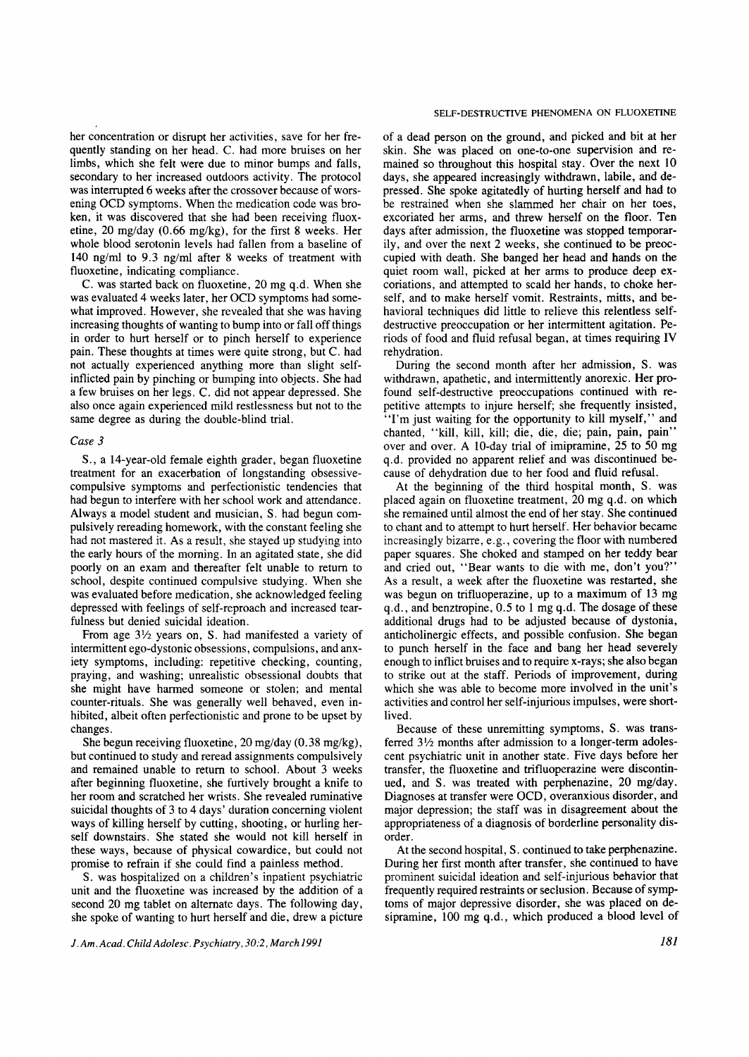her concentration or disrupt her activities, save for her frequently standing on her head. C. had more bruises on her limbs, which she felt were due to minor bumps and falls, secondary to her increased outdoors activity. The protocol was interrupted 6 weeks after the crossover because of worsening OCD symptoms. When the medication code was broken, it was discovered that she had been receiving fluoxetine, 20 mg/day (0.66 mg/kg), for the first 8 weeks. Her whole blood serotonin levels had fallen from a baseline of 140 ng/ml to 9.3 ng/ml after 8 weeks of treatment with fluoxetine, indicating compliance.

C. was started back on fluoxetine, 20 mg q.d. When she was evaluated 4 weeks later, her OCD symptoms had somewhat improved. However, she revealed that she was having increasing thoughts of wanting to bump into or fall off things in order to hurt herself or to pinch herself to experience pain. These thoughts at times were quite strong, but C. had not actually experienced anything more than slight self-inflicted pain by pinching or bumping into objects. She had a few bruises on her legs. C. did not appear depressed. She also once again experienced mild restlessness but not to the same degree as during the double-blind trial.

### *Case 3*

S., a 14-year-old female eighth grader, began fluoxetine treatment for an exacerbation of longstanding obsessive-compulsive symptoms and perfectionistic tendencies that had begun to interfere with her school work and attendance. Always a model student and musician, S. had begun compulsively rereading homework, with the constant feeling she had not mastered it. As a result, she stayed up studying into the early hours of the morning. In an agitated state, she did poorly on an exam and thereafter felt unable to return to school, despite continued compulsive studying. When she was evaluated before medication, she acknowledged feeling depressed with feelings of self-reproach and increased tearfulness but denied suicidal ideation.

From age 3½ years on, S. had manifested a variety of intermittent ego-dystonic obsessions, compulsions, and anxiety symptoms, including: repetitive checking, counting, praying, and washing; unrealistic obsessional doubts that she might have harmed someone or stolen; and mental counter-rituals. She was generally well behaved, even inhibited, albeit often perfectionistic and prone to be upset by changes.

She begun receiving fluoxetine, 20 mg/day (0.38 mg/kg), but continued to study and reread assignments compulsively and remained unable to return to school. About 3 weeks after beginning fluoxetine, she furtively brought a knife to her room and scratched her wrists. She revealed ruminative suicidal thoughts of 3 to 4 days' duration concerning violent ways of killing herself by cutting, shooting, or hurling herself downstairs. She stated she would not kill herself in these ways, because of physical cowardice, but could not promise to refrain if she could find a painless method.

S. was hospitalized on a children's inpatient psychiatric unit and the fluoxetine was increased by the addition of a second 20 mg tablet on alternate days. The following day, she spoke of wanting to hurt herself and die, drew a picture of a dead person on the ground, and picked and bit at her skin. She was placed on one-to-one supervision and remained so throughout this hospital stay. Over the next 10 days, she appeared increasingly withdrawn, labile, and depressed. She spoke agitatedly of hurting herself and had to be restrained when she slammed her chair on her toes, excoriated her arms, and threw herself on the floor. Ten days after admission, the fluoxetine was stopped temporarily, and over the next 2 weeks, she continued to be preoccupied with death. She banged her head and hands on the quiet room wall, picked at her arms to produce deep excoriations, and attempted to scald her hands, to choke herself, and to make herself vomit. Restraints, mitts, and behavioral techniques did little to relieve this relentless self-destructive preoccupation or her intermittent agitation. Periods of food and fluid refusal began, at times requiring IV rehydration.

During the second month after her admission, S. was withdrawn, apathetic, and intermittently anorexic. Her profound self-destructive preoccupations continued with repetitive attempts to injure herself; she frequently insisted, "I'm just waiting for the opportunity to kill myself," and chanted, "kill, kill, kill; die, die, die; pain, pain, pain" over and over. A 10-day trial of imipramine, 25 to 50 mg q.d. provided no apparent relief and was discontinued because of dehydration due to her food and fluid refusal.

At the beginning of the third hospital month, S. was placed again on fluoxetine treatment, 20 mg q.d. on which she remained until almost the end of her stay. She continued to chant and to attempt to hurt herself. Her behavior became increasingly bizarre, e.g., covering the floor with numbered paper squares. She choked and stamped on her teddy bear and cried out, "Bear wants to die with me, don't you?" As a result, a week after the fluoxetine was restarted, she was begun on trifluoperazine, up to a maximum of 13 mg q.d., and benztropine, 0.5 to 1 mg q.d. The dosage of these additional drugs had to be adjusted because of dystonia, anticholinergic effects, and possible confusion. She began to punch herself in the face and bang her head severely enough to inflict bruises and to require x-rays; she also began to strike out at the staff. Periods of improvement, during which she was able to become more involved in the unit's activities and control her self-injurious impulses, were short-lived.

Because of these unremitting symptoms, S. was transferred 3½ months after admission to a longer-term adolescent psychiatric unit in another state. Five days before her transfer, the fluoxetine and trifluoperazine were discontinued, and S. was treated with perphenazine, 20 mg/day. Diagnoses at transfer were OCD, overanxious disorder, and major depression; the staff was in disagreement about the appropriateness of a diagnosis of borderline personality disorder.

At the second hospital, S. continued to take perphenazine. During her first month after transfer, she continued to have prominent suicidal ideation and self-injurious behavior that frequently required restraints or seclusion. Because of symptoms of major depressive disorder, she was placed on desipramine, 100 mg q.d., which produced a blood level of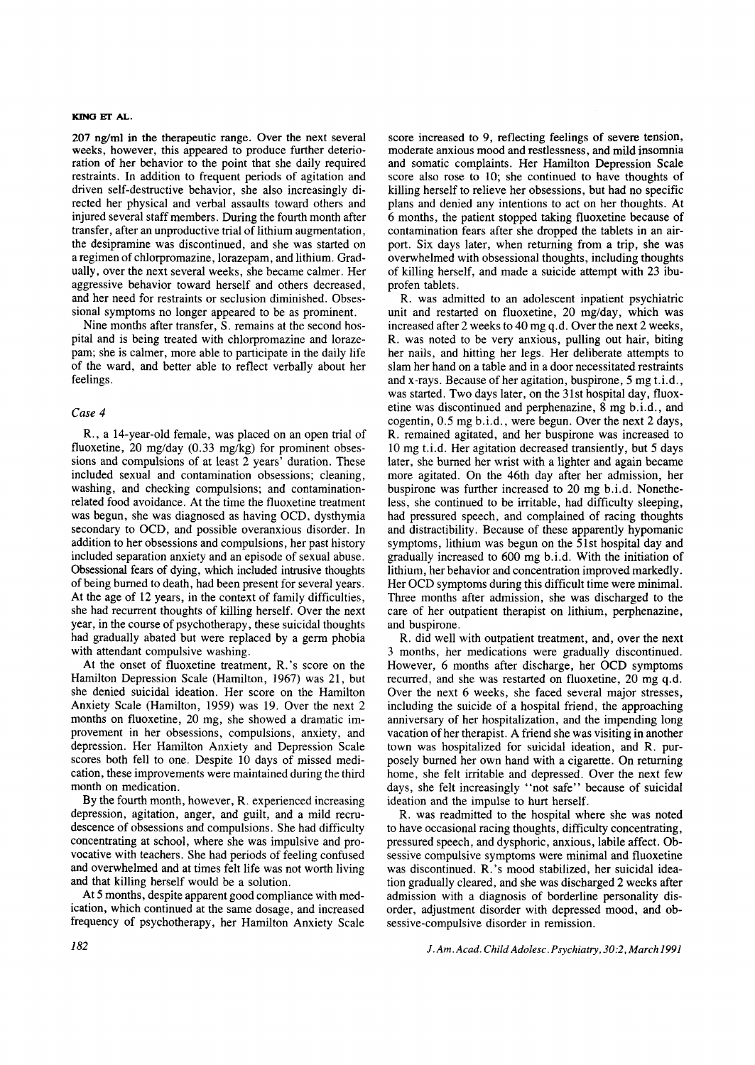207 ng/ml in the therapeutic range. Over the next several weeks, however, this appeared to produce further deterioration of her behavior to the point that she daily required restraints. In addition to frequent periods of agitation and driven self-destructive behavior, she also increasingly directed her physical and verbal assaults toward others and injured several staff members. During the fourth month after transfer, after an unproductive trial of lithium augmentation, the desipramine was discontinued, and she was started on a regimen of chlorpromazine, lorazepam, and lithium. Gradually, over the next several weeks, she became calmer. Her aggressive behavior toward herself and others decreased, and her need for restraints or seclusion diminished. Obsessional symptoms no longer appeared to be as prominent.

Nine months after transfer, S. remains at the second hospital and is being treated with chlorpromazine and lorazepam; she is calmer, more able to participate in the daily life of the ward, and better able to reflect verbally about her feelings.

### *Case 4*

R., a 14-year-old female, was placed on an open trial of fluoxetine, 20 mg/day (0.33 mg/kg) for prominent obsessions and compulsions of at least 2 years' duration. These included sexual and contamination obsessions; cleaning, washing, and checking compulsions; and contamination-related food avoidance. At the time the fluoxetine treatment was begun, she was diagnosed as having OCD, dysthymia secondary to OCD, and possible overanxious disorder. In addition to her obsessions and compulsions, her past history included separation anxiety and an episode of sexual abuse. Obsessional fears of dying, which included intrusive thoughts of being burned to death, had been present for several years. At the age of 12 years, in the context of family difficulties, she had recurrent thoughts of killing herself. Over the next year, in the course of psychotherapy, these suicidal thoughts had gradually abated but were replaced by a germ phobia with attendant compulsive washing.

At the onset of fluoxetine treatment, R.'s score on the Hamilton Depression Scale (Hamilton, 1967) was 21, but she denied suicidal ideation. Her score on the Hamilton Anxiety Scale (Hamilton, 1959) was 19. Over the next 2 months on fluoxetine, 20 mg, she showed a dramatic improvement in her obsessions, compulsions, anxiety, and depression. Her Hamilton Anxiety and Depression Scale scores both fell to one. Despite 10 days of missed medication, these improvements were maintained during the third month on medication.

By the fourth month, however, R. experienced increasing depression, agitation, anger, and guilt, and a mild recrudescence of obsessions and compulsions. She had difficulty concentrating at school, where she was impulsive and provocative with teachers. She had periods of feeling confused and overwhelmed and at times felt life was not worth living and that killing herself would be a solution.

At 5 months, despite apparent good compliance with medication, which continued at the same dosage, and increased frequency of psychotherapy, her Hamilton Anxiety Scale score increased to 9, reflecting feelings of severe tension, moderate anxious mood and restlessness, and mild insomnia and somatic complaints. Her Hamilton Depression Scale score also rose to 10; she continued to have thoughts of killing herself to relieve her obsessions, but had no specific plans and denied any intentions to act on her thoughts. At 6 months, the patient stopped taking fluoxetine because of contamination fears after she dropped the tablets in an airport. Six days later, when returning from a trip, she was overwhelmed with obsessional thoughts, including thoughts of killing herself, and made a suicide attempt with 23 ibuprofen tablets.

R. was admitted to an adolescent inpatient psychiatric unit and restarted on fluoxetine, 20 mg/day, which was increased after 2 weeks to 40 mg q.d. Over the next 2 weeks, R. was noted to be very anxious, pulling out hair, biting her nails, and hitting her legs. Her deliberate attempts to slam her hand on a table and in a door necessitated restraints and x-rays. Because of her agitation, buspirone, 5 mg t.i.d., was started. Two days later, on the 31st hospital day, fluoxetine was discontinued and perphenazine, 8 mg b.i.d., and cogentin, 0.5 mg b.i.d., were begun. Over the next 2 days, R. remained agitated, and her buspirone was increased to 10 mg t.i.d. Her agitation decreased transiently, but 5 days later, she burned her wrist with a lighter and again became more agitated. On the 46th day after her admission, her buspirone was further increased to 20 mg b.i.d. Nonetheless, she continued to be irritable, had difficulty sleeping, had pressured speech, and complained of racing thoughts and distractibility. Because of these apparently hypomanic symptoms, lithium was begun on the 51st hospital day and gradually increased to 600 mg b.i.d. With the initiation of lithium, her behavior and concentration improved markedly. Her OCD symptoms during this difficult time were minimal. Three months after admission, she was discharged to the care of her outpatient therapist on lithium, perphenazine, and buspirone.

R. did well with outpatient treatment, and, over the next 3 months, her medications were gradually discontinued. However, 6 months after discharge, her OCD symptoms recurred, and she was restarted on fluoxetine, 20 mg q.d. Over the next 6 weeks, she faced several major stresses, including the suicide of a hospital friend, the approaching anniversary of her hospitalization, and the impending long vacation of her therapist. A friend she was visiting in another town was hospitalized for suicidal ideation, and R. purposely burned her own hand with a cigarette. On returning home, she felt irritable and depressed. Over the next few days, she felt increasingly "not safe" because of suicidal ideation and the impulse to hurt herself.

R. was readmitted to the hospital where she was noted to have occasional racing thoughts, difficulty concentrating, pressured speech, and dysphoric, anxious, labile affect. Obsessive compulsive symptoms were minimal and fluoxetine was discontinued. R.'s mood stabilized, her suicidal ideation gradually cleared, and she was discharged 2 weeks after admission with a diagnosis of borderline personality disorder, adjustment disorder with depressed mood, and obsessive-compulsive disorder in remission.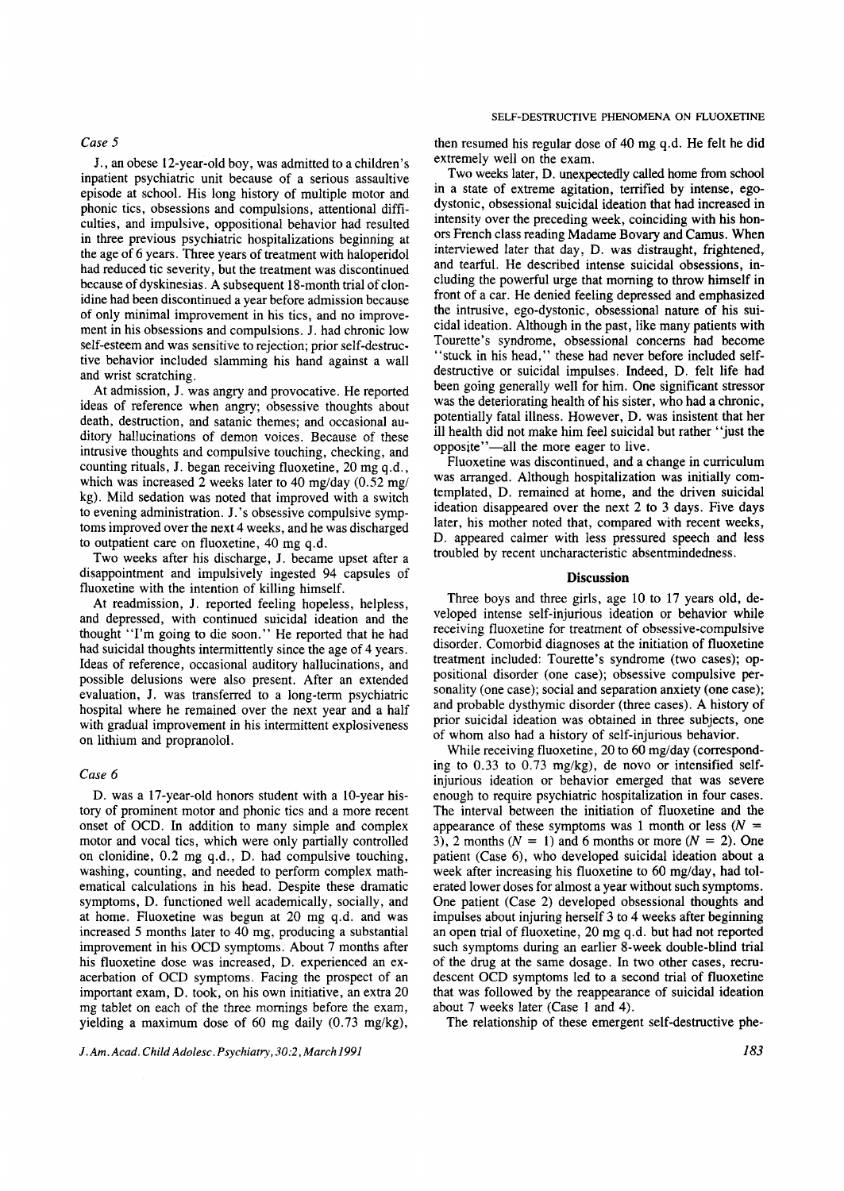### Case 5

J., an obese 12-year-old boy, was admitted to a children's inpatient psychiatric unit because of a serious assaultive episode at school. His long history of multiple motor and phonic tics, obsessions and compulsions, attentional difficulties, and impulsive, oppositional behavior had resulted in three previous psychiatric hospitalizations beginning at the age of 6 years. Three years of treatment with haloperidol had reduced tic severity, but the treatment was discontinued because of dyskinesias. A subsequent 18-month trial of clonidine had been discontinued a year before admission because of only minimal improvement in his tics, and no improvement in his obsessions and compulsions. J. had chronic low self-esteem and was sensitive to rejection; prior self-destructive behavior included slamming his hand against a wall and wrist scratching.

At admission, J. was angry and provocative. He reported ideas of reference when angry; obsessive thoughts about death, destruction, and satanic themes; and occasional auditory hallucinations of demon voices. Because of these intrusive thoughts and compulsive touching, checking, and counting rituals, J. began receiving fluoxetine, 20 mg q.d., which was increased 2 weeks later to 40 mg/day (0.52 mg/kg). Mild sedation was noted that improved with a switch to evening administration. J.'s obsessive compulsive symptoms improved over the next 4 weeks, and he was discharged to outpatient care on fluoxetine, 40 mg q.d.

Two weeks after his discharge, J. became upset after a disappointment and impulsively ingested 94 capsules of fluoxetine with the intention of killing himself.

At readmission, J. reported feeling hopeless, helpless, and depressed, with continued suicidal ideation and the thought "I'm going to die soon." He reported that he had had suicidal thoughts intermittently since the age of 4 years. Ideas of reference, occasional auditory hallucinations, and possible delusions were also present. After an extended evaluation, J. was transferred to a long-term psychiatric hospital where he remained over the next year and a half with gradual improvement in his intermittent explosiveness on lithium and propranolol.

### Case 6

D. was a 17-year-old honors student with a 10-year history of prominent motor and phonic tics and a more recent onset of OCD. In addition to many simple and complex motor and vocal tics, which were only partially controlled on clonidine, 0.2 mg q.d., D. had compulsive touching, washing, counting, and needed to perform complex mathematical calculations in his head. Despite these dramatic symptoms, D. functioned well academically, socially, and at home. Fluoxetine was begun at 20 mg q.d. and was increased 5 months later to 40 mg, producing a substantial improvement in his OCD symptoms. About 7 months after his fluoxetine dose was increased, D. experienced an exacerbation of OCD symptoms. Facing the prospect of an important exam, D. took, on his own initiative, an extra 20 mg tablet on each of the three mornings before the exam, yielding a maximum dose of 60 mg daily (0.73 mg/kg), then resumed his regular dose of 40 mg q.d. He felt he did extremely well on the exam.

Two weeks later, D. unexpectedly called home from school in a state of extreme agitation, terrified by intense, ego-dystonic, obsessional suicidal ideation that had increased in intensity over the preceding week, coinciding with his honors French class reading Madame Bovary and Camus. When interviewed later that day, D. was distraught, frightened, and tearful. He described intense suicidal obsessions, including the powerful urge that morning to throw himself in front of a car. He denied feeling depressed and emphasized the intrusive, ego-dystonic, obsessional nature of his suicidal ideation. Although in the past, like many patients with Tourette's syndrome, obsessional concerns had become "stuck in his head," these had never before included self-destructive or suicidal impulses. Indeed, D. felt life had been going generally well for him. One significant stressor was the deteriorating health of his sister, who had a chronic, potentially fatal illness. However, D. was insistent that her ill health did not make him feel suicidal but rather "just the opposite"—all the more eager to live.

Fluoxetine was discontinued, and a change in curriculum was arranged. Although hospitalization was initially contemplated, D. remained at home, and the driven suicidal ideation disappeared over the next 2 to 3 days. Five days later, his mother noted that, compared with recent weeks, D. appeared calmer with less pressured speech and less troubled by recent uncharacteristic absentmindedness.

## Discussion

Three boys and three girls, age 10 to 17 years old, developed intense self-injurious ideation or behavior while receiving fluoxetine for treatment of obsessive-compulsive disorder. Comorbid diagnoses at the initiation of fluoxetine treatment included: Tourette's syndrome (two cases); oppositional disorder (one case); obsessive compulsive personality (one case); social and separation anxiety (one case); and probable dysthymic disorder (three cases). A history of prior suicidal ideation was obtained in three subjects, one of whom also had a history of self-injurious behavior.

While receiving fluoxetine, 20 to 60 mg/day (corresponding to 0.33 to 0.73 mg/kg), de novo or intensified self-injurious ideation or behavior emerged that was severe enough to require psychiatric hospitalization in four cases. The interval between the initiation of fluoxetine and the appearance of these symptoms was 1 month or less ($N$ = 3), 2 months ($N$ = 1) and 6 months or more ($N$ = 2). One patient (Case 6), who developed suicidal ideation about a week after increasing his fluoxetine to 60 mg/day, had tolerated lower doses for almost a year without such symptoms. One patient (Case 2) developed obsessional thoughts and impulses about injuring herself 3 to 4 weeks after beginning an open trial of fluoxetine, 20 mg q.d. but had not reported such symptoms during an earlier 8-week double-blind trial of the drug at the same dosage. In two other cases, recrudescent OCD symptoms led to a second trial of fluoxetine that was followed by the reappearance of suicidal ideation about 7 weeks later (Case 1 and 4).

The relationship of these emergent self-destructive phe-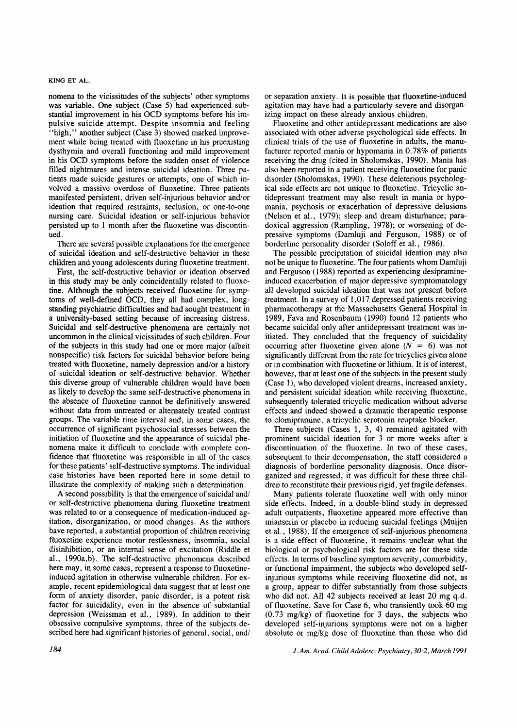nomena to the vicissitudes of the subjects' other symptoms was variable. One subject (Case 5) had experienced substantial improvement in his OCD symptoms before his impulsive suicide attempt. Despite insomnia and feeling "high," another subject (Case 3) showed marked improvement while being treated with fluoxetine in his preexisting dysthymia and overall functioning and mild improvement in his OCD symptoms before the sudden onset of violence filled nightmares and intense suicidal ideation. Three patients made suicide gestures or attempts, one of which involved a massive overdose of fluoxetine. Three patients manifested persistent, driven self-injurious behavior and/or ideation that required restraints, seclusion, or one-to-one nursing care. Suicidal ideation or self-injurious behavior persisted up to 1 month after the fluoxetine was discontinued.

There are several possible explanations for the emergence of suicidal ideation and self-destructive behavior in these children and young adolescents during fluoxetine treatment.

First, the self-destructive behavior or ideation observed in this study may be only coincidentally related to fluoxetine. Although the subjects received fluoxetine for symptoms of well-defined OCD, they all had complex, longstanding psychiatric difficulties and had sought treatment in a university-based setting because of increasing distress. Suicidal and self-destructive phenomena are certainly not uncommon in the clinical vicissitudes of such children. Four of the subjects in this study had one or more major (albeit nonspecific) risk factors for suicidal behavior before being treated with fluoxetine, namely depression and/or a history of suicidal ideation or self-destructive behavior. Whether this diverse group of vulnerable children would have been as likely to develop the same self-destructive phenomena in the absence of fluoxetine cannot be definitively answered without data from untreated or alternately treated contrast groups. The variable time interval and, in some cases, the occurrence of significant psychosocial stresses between the initiation of fluoxetine and the appearance of suicidal phenomena make it difficult to conclude with complete confidence that fluoxetine was responsible in all of the cases for these patients' self-destructive symptoms. The individual case histories have been reported here in some detail to illustrate the complexity of making such a determination.

A second possibility is that the emergence of suicidal and/or self-destructive phenomena during fluoxetine treatment was related to or a consequence of medication-induced agitation, disorganization, or mood changes. As the authors have reported, a substantial proportion of children receiving fluoxetine experience motor restlessness, insomnia, social disinhibition, or an internal sense of excitation (Riddle et al., 1990a,b). The self-destructive phenomena described here may, in some cases, represent a response to fluoxetine-induced agitation in otherwise vulnerable children. For example, recent epidemiological data suggest that at least one form of anxiety disorder, panic disorder, is a potent risk factor for suicidality, even in the absence of substantial depression (Weissman et al., 1989). In addition to their obsessive compulsive symptoms, three of the subjects described here had significant histories of general, social, and/or separation anxiety. It is possible that fluoxetine-induced agitation may have had a particularly severe and disorganizing impact on these already anxious children.

Fluoxetine and other antidepressant medications are also associated with other adverse psychological side effects. In clinical trials of the use of fluoxetine in adults, the manufacturer reported mania or hypomania in 0.78% of patients receiving the drug (cited in Sholomskas, 1990). Mania has also been reported in a patient receiving fluoxetine for panic disorder (Sholomskas, 1990). These deleterious psychological side effects are not unique to fluoxetine. Tricyclic antidepressant treatment may also result in mania or hypomania, psychosis or exacerbation of depressive delusions (Nelson et al., 1979); sleep and dream disturbance; paradoxical aggression (Rampling, 1978); or worsening of depressive symptoms (Damluji and Ferguson, 1988) or of borderline personality disorder (Soloff et al., 1986).

The possible precipitation of suicidal ideation may also not be unique to fluoxetine. The four patients whom Damluji and Ferguson (1988) reported as experiencing desipramine-induced exacerbation of major depressive symptomatology all developed suicidal ideation that was not present before treatment. In a survey of 1,017 depressed patients receiving pharmacotherapy at the Massachusetts General Hospital in 1989, Fava and Rosenbaum (1990) found 12 patients who became suicidal only after antidepressant treatment was initiated. They concluded that the frequency of suicidality occurring after fluoxetine given alone ($N = 6$) was not significantly different from the rate for tricyclics given alone or in combination with fluoxetine or lithium. It is of interest, however, that at least one of the subjects in the present study (Case 1), who developed violent dreams, increased anxiety, and persistent suicidal ideation while receiving fluoxetine, subsequently tolerated tricyclic medication without adverse effects and indeed showed a dramatic therapeutic response to clomipramine, a tricyclic serotonin reuptake blocker.

Three subjects (Cases 1, 3, 4) remained agitated with prominent suicidal ideation for 3 or more weeks after a discontinuation of the fluoxetine. In two of these cases, subsequent to their decompensation, the staff considered a diagnosis of borderline personality diagnosis. Once disorganized and regressed, it was difficult for these three children to reconstitute their previous rigid, yet fragile defenses.

Many patients tolerate fluoxetine well with only minor side effects. Indeed, in a double-blind study in depressed adult outpatients, fluoxetine appeared more effective than mianserin or placebo in reducing suicidal feelings (Muijen et al., 1988). If the emergence of self-injurious phenomena is a side effect of fluoxetine, it remains unclear what the biological or psychological risk factors are for these side effects. In terms of baseline symptom severity, comorbidity, or functional impairment, the subjects who developed self-injurious symptoms while receiving fluoxetine did not, as a group, appear to differ substantially from those subjects who did not. All 42 subjects received at least 20 mg q.d. of fluoxetine. Save for Case 6, who transiently took 60 mg (0.73 mg/kg) of fluoxetine for 3 days, the subjects who developed self-injurious symptoms were not on a higher absolute or mg/kg dose of fluoxetine than those who did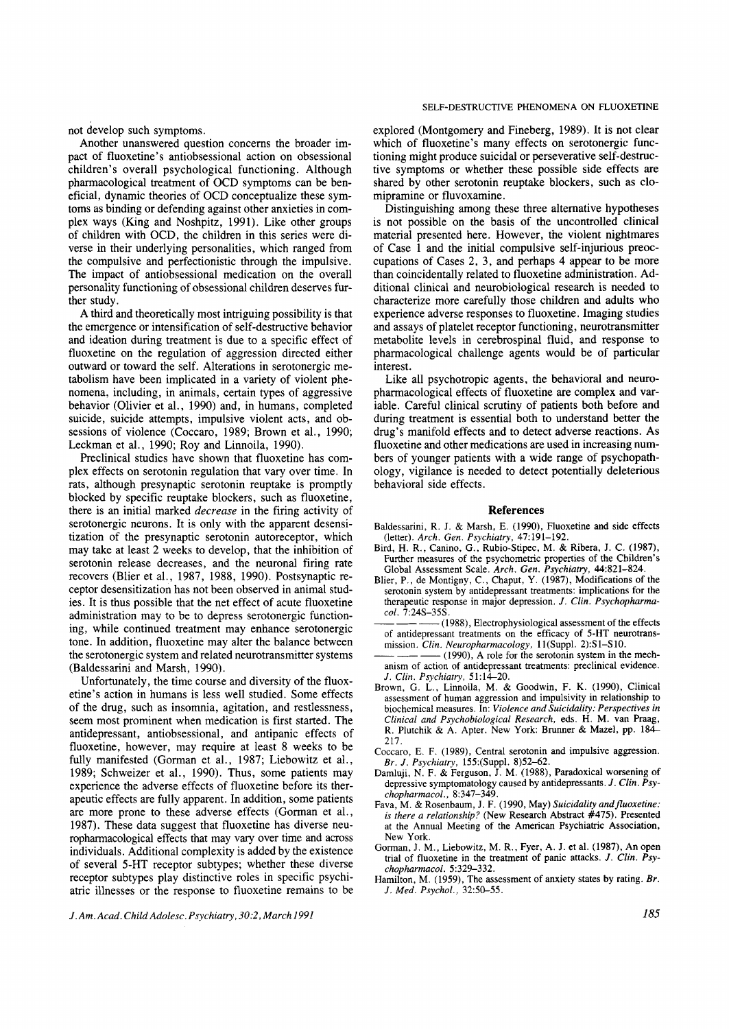not develop such symptoms.

Another unanswered question concerns the broader impact of fluoxetine's antiobsessional action on obsessional children's overall psychological functioning. Although pharmacological treatment of OCD symptoms can be beneficial, dynamic theories of OCD conceptualize these symptoms as binding or defending against other anxieties in complex ways (King and Noshpitz, 1991). Like other groups of children with OCD, the children in this series were diverse in their underlying personalities, which ranged from the compulsive and perfectionistic through the impulsive. The impact of antiobsessional medication on the overall personality functioning of obsessional children deserves further study.

A third and theoretically most intriguing possibility is that the emergence or intensification of self-destructive behavior and ideation during treatment is due to a specific effect of fluoxetine on the regulation of aggression directed either outward or toward the self. Alterations in serotonergic metabolism have been implicated in a variety of violent phenomena, including, in animals, certain types of aggressive behavior (Olivier et al., 1990) and, in humans, completed suicide, suicide attempts, impulsive violent acts, and obsessions of violence (Coccaro, 1989; Brown et al., 1990; Leckman et al., 1990; Roy and Linnoila, 1990).

Preclinical studies have shown that fluoxetine has complex effects on serotonin regulation that vary over time. In rats, although presynaptic serotonin reuptake is promptly blocked by specific reuptake blockers, such as fluoxetine, there is an initial marked *decrease* in the firing activity of serotonergic neurons. It is only with the apparent desensitization of the presynaptic serotonin autoreceptor, which may take at least 2 weeks to develop, that the inhibition of serotonin release decreases, and the neuronal firing rate recovers (Blier et al., 1987, 1988, 1990). Postsynaptic receptor desensitization has not been observed in animal studies. It is thus possible that the net effect of acute fluoxetine administration may to be to depress serotonergic functioning, while continued treatment may enhance serotonergic tone. In addition, fluoxetine may alter the balance between the serotonergic system and related neurotransmitter systems (Baldessarini and Marsh, 1990).

Unfortunately, the time course and diversity of the fluoxetine's action in humans is less well studied. Some effects of the drug, such as insomnia, agitation, and restlessness, seem most prominent when medication is first started. The antidepressant, antiobsessional, and antipanic effects of fluoxetine, however, may require at least 8 weeks to be fully manifested (Gorman et al., 1987; Liebowitz et al., 1989; Schweizer et al., 1990). Thus, some patients may experience the adverse effects of fluoxetine before its therapeutic effects are fully apparent. In addition, some patients are more prone to these adverse effects (Gorman et al., 1987). These data suggest that fluoxetine has diverse neuropharmacological effects that may vary over time and across individuals. Additional complexity is added by the existence of several 5-HT receptor subtypes; whether these diverse receptor subtypes play distinctive roles in specific psychiatric illnesses or the response to fluoxetine remains to be explored (Montgomery and Fineberg, 1989). It is not clear which of fluoxetine's many effects on serotonergic functioning might produce suicidal or perseverative self-destructive symptoms or whether these possible side effects are shared by other serotonin reuptake blockers, such as clomipramine or fluvoxamine.

Distinguishing among these three alternative hypotheses is not possible on the basis of the uncontrolled clinical material presented here. However, the violent nightmares of Case 1 and the initial compulsive self-injurious preoccupations of Cases 2, 3, and perhaps 4 appear to be more than coincidentally related to fluoxetine administration. Additional clinical and neurobiological research is needed to characterize more carefully those children and adults who experience adverse responses to fluoxetine. Imaging studies and assays of platelet receptor functioning, neurotransmitter metabolite levels in cerebrospinal fluid, and response to pharmacological challenge agents would be of particular interest.

Like all psychotropic agents, the behavioral and neuropharmacological effects of fluoxetine are complex and variable. Careful clinical scrutiny of patients both before and during treatment is essential both to understand better the drug's manifold effects and to detect adverse reactions. As fluoxetine and other medications are used in increasing numbers of younger patients with a wide range of psychopathology, vigilance is needed to detect potentially deleterious behavioral side effects.

## References

Baldessarini, R. J. & Marsh, E. (1990), Fluoxetine and side effects (letter). *Arch. Gen. Psychiatry*, 47:191–192.

Bird, H. R., Canino, G., Rubio-Stipec, M. & Ribera, J. C. (1987), Further measures of the psychometric properties of the Children's Global Assessment Scale. *Arch. Gen. Psychiatry*, 44:821–824.

Blier, P., de Montigny, C., Chaput, Y. (1987), Modifications of the serotonin system by antidepressant treatments: implications for the therapeutic response in major depression. *J. Clin. Psychopharmacol.* 7:24S–35S.

——— (1988), Electrophysiological assessment of the effects of antidepressant treatments on the efficacy of 5-HT neurotransmission. *Clin. Neuropharmacology*, 11(Suppl. 2):S1–S10.

——— (1990), A role for the serotonin system in the mechanism of action of antidepressant treatments: preclinical evidence. *J. Clin. Psychiatry*, 51:14–20.

Brown, G. L., Linnoila, M. & Goodwin, F. K. (1990), Clinical assessment of human aggression and impulsivity in relationship to biochemical measures. In: *Violence and Suicidality: Perspectives in Clinical and Psychobiological Research*, eds. H. M. van Praag, R. Plutchik & A. Apter. New York: Brunner & Mazel, pp. 184–217.

Coccaro, E. F. (1989), Central serotonin and impulsive aggression. *Br. J. Psychiatry*, 155:(Suppl. 8)52–62.

Damluji, N. F. & Ferguson, J. M. (1988), Paradoxical worsening of depressive symptomatology caused by antidepressants. *J. Clin. Psychopharmacol.*, 8:347–349.

Fava, M. & Rosenbaum, J. F. (1990, May) *Suicidality and fluoxetine: is there a relationship?* (New Research Abstract #475). Presented at the Annual Meeting of the American Psychiatric Association, New York.

Gorman, J. M., Liebowitz, M. R., Fyer, A. J. et al. (1987), An open trial of fluoxetine in the treatment of panic attacks. *J. Clin. Psychopharmacol.* 5:329–332.

Hamilton, M. (1959), The assessment of anxiety states by rating. *Br. J. Med. Psychol.*, 32:50–55.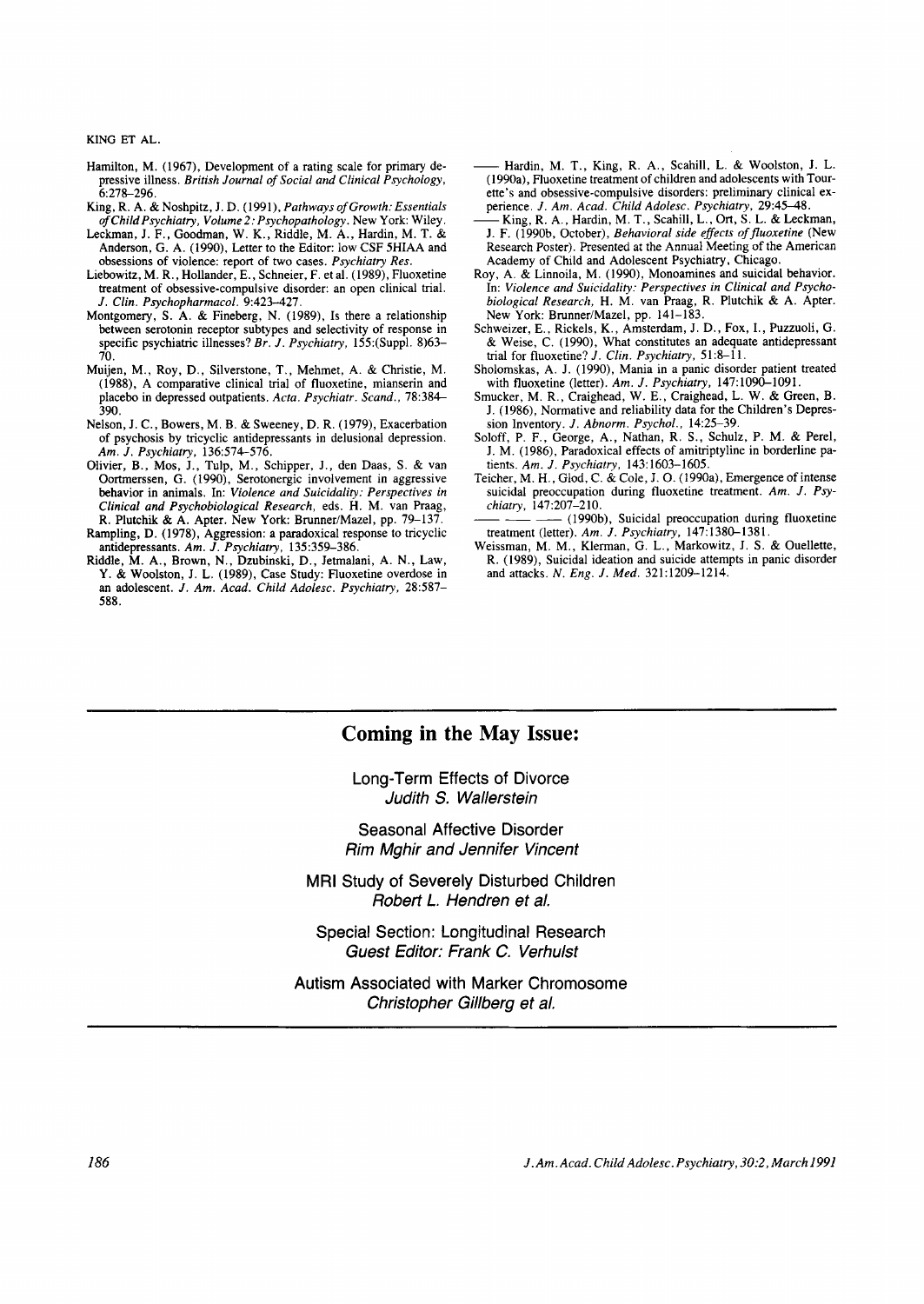Hamilton, M. (1967), Development of a rating scale for primary depressive illness. *British Journal of Social and Clinical Psychology*, 6:278–296.

King, R. A. & Noshpitz, J. D. (1991), *Pathways of Growth: Essentials of Child Psychiatry, Volume 2: Psychopathology*. New York: Wiley.

Leckman, J. F., Goodman, W. K., Riddle, M. A., Hardin, M. T. & Anderson, G. A. (1990), Letter to the Editor: low CSF 5HIAA and obsessions of violence: report of two cases. *Psychiatry Res*.

Liebowitz, M. R., Hollander, E., Schneier, F. et al. (1989), Fluoxetine treatment of obsessive-compulsive disorder: an open clinical trial. *J. Clin. Psychopharmacol*. 9:423–427.

Montgomery, S. A. & Fineberg, N. (1989), Is there a relationship between serotonin receptor subtypes and selectivity of response in specific psychiatric illnesses? *Br. J. Psychiatry*, 155:(Suppl. 8)63–70.

Muijen, M., Roy, D., Silverstone, T., Mehmet, A. & Christie, M. (1988), A comparative clinical trial of fluoxetine, mianserin and placebo in depressed outpatients. *Acta. Psychiatr. Scand*., 78:384–390.

Nelson, J. C., Bowers, M. B. & Sweeney, D. R. (1979), Exacerbation of psychosis by tricyclic antidepressants in delusional depression. *Am. J. Psychiatry*, 136:574–576.

Olivier, B., Mos, J., Tulp, M., Schipper, J., den Daas, S. & van Oortmerssen, G. (1990), Serotonergic involvement in aggressive behavior in animals. In: *Violence and Suicidality: Perspectives in Clinical and Psychobiological Research*, eds. H. M. van Praag, R. Plutchik & A. Apter. New York: Brunner/Mazel, pp. 79–137.

Rampling, D. (1978), Aggression: a paradoxical response to tricyclic antidepressants. *Am. J. Psychiatry*, 135:359–386.

Riddle, M. A., Brown, N., Dzubinski, D., Jetmalani, A. N., Law, Y. & Woolston, J. L. (1989), Case Study: Fluoxetine overdose in an adolescent. *J. Am. Acad. Child Adolesc. Psychiatry*, 28:587–588.

—— Hardin, M. T., King, R. A., Scahill, L. & Woolston, J. L. (1990a), Fluoxetine treatment of children and adolescents with Tourette's and obsessive-compulsive disorders: preliminary clinical experience. *J. Am. Acad. Child Adolesc. Psychiatry*, 29:45–48.

—— King, R. A., Hardin, M. T., Scahill, L., Ort, S. L. & Leckman, J. F. (1990b, October), *Behavioral side effects of fluoxetine* (New Research Poster). Presented at the Annual Meeting of the American Academy of Child and Adolescent Psychiatry, Chicago.

Roy, A. & Linnoila, M. (1990), Monoamines and suicidal behavior. In: *Violence and Suicidality: Perspectives in Clinical and Psychobiological Research*, H. M. van Praag, R. Plutchik & A. Apter. New York: Brunner/Mazel, pp. 141–183.

Schweizer, E., Rickels, K., Amsterdam, J. D., Fox, I., Puzzuoli, G. & Weise, C. (1990), What constitutes an adequate antidepressant trial for fluoxetine? *J. Clin. Psychiatry*, 51:8–11.

Sholomskas, A. J. (1990), Mania in a panic disorder patient treated with fluoxetine (letter). *Am. J. Psychiatry*, 147:1090–1091.

Smucker, M. R., Craighead, W. E., Craighead, L. W. & Green, B. J. (1986), Normative and reliability data for the Children's Depression Inventory. *J. Abnorm. Psychol*., 14:25–39.

Soloff, P. F., George, A., Nathan, R. S., Schulz, P. M. & Perel, J. M. (1986), Paradoxical effects of amitriptyline in borderline patients. *Am. J. Psychiatry*, 143:1603–1605.

Teicher, M. H., Glod, C. & Cole, J. O. (1990a), Emergence of intense suicidal preoccupation during fluoxetine treatment. *Am. J. Psychiatry*, 147:207–210.

—— —— —— (1990b), Suicidal preoccupation during fluoxetine treatment (letter). *Am. J. Psychiatry*, 147:1380–1381.

Weissman, M. M., Klerman, G. L., Markowitz, J. S. & Ouellette, R. (1989), Suicidal ideation and suicide attempts in panic disorder and attacks. *N. Eng. J. Med*. 321:1209–1214.

## Coming in the May Issue:

Long-Term Effects of Divorce
*Judith S. Wallerstein*

Seasonal Affective Disorder
*Rim Mghir and Jennifer Vincent*

MRI Study of Severely Disturbed Children
*Robert L. Hendren et al.*

Special Section: Longitudinal Research
*Guest Editor: Frank C. Verhulst*

Autism Associated with Marker Chromosome
*Christopher Gillberg et al.*